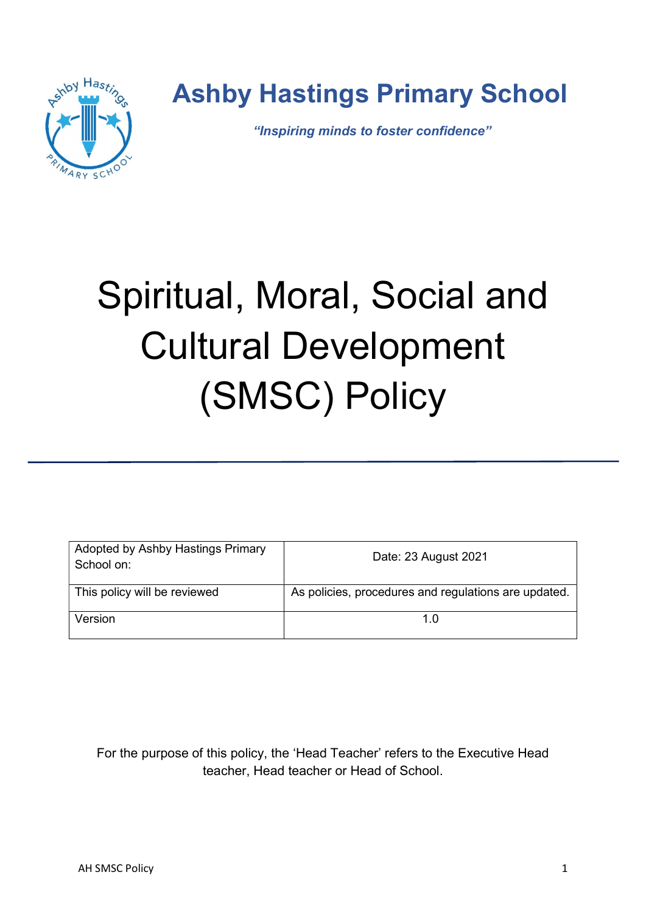# Ashby Hastings Primary School

***"Inspiring minds to foster confidence"***

# Spiritual, Moral, Social and Cultural Development (SMSC) Policy

| Adopted by Ashby Hastings Primary School on: | Date: 23 August 2021 |
|---|---|
| This policy will be reviewed | As policies, procedures and regulations are updated. |
| Version | 1.0 |

For the purpose of this policy, the 'Head Teacher' refers to the Executive Head teacher, Head teacher or Head of School.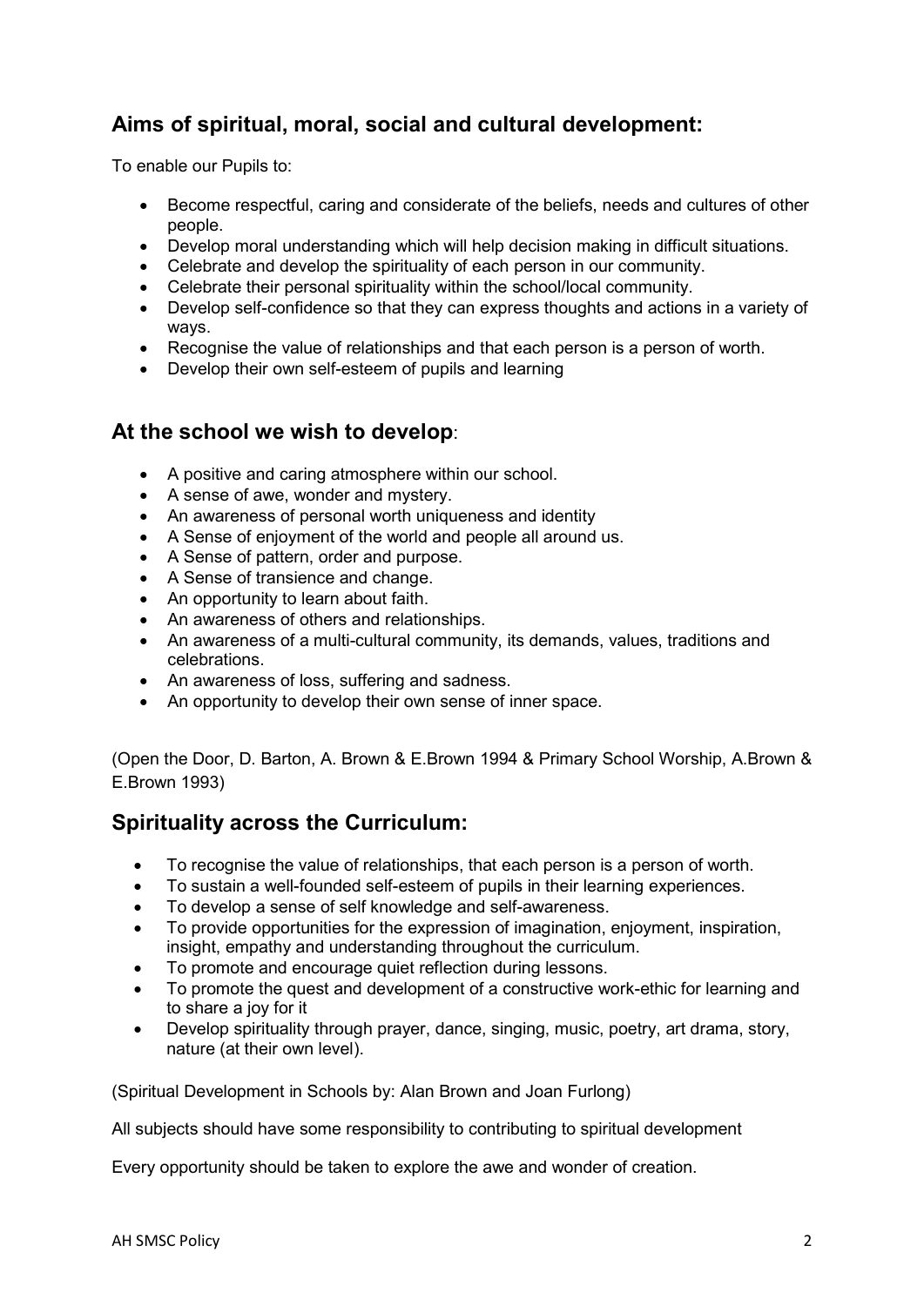## Aims of spiritual, moral, social and cultural development:

To enable our Pupils to:

- Become respectful, caring and considerate of the beliefs, needs and cultures of other people.
- Develop moral understanding which will help decision making in difficult situations.
- Celebrate and develop the spirituality of each person in our community.
- Celebrate their personal spirituality within the school/local community.
- Develop self-confidence so that they can express thoughts and actions in a variety of ways.
- Recognise the value of relationships and that each person is a person of worth.
- Develop their own self-esteem of pupils and learning

## At the school we wish to develop:

- A positive and caring atmosphere within our school.
- A sense of awe, wonder and mystery.
- An awareness of personal worth uniqueness and identity
- A Sense of enjoyment of the world and people all around us.
- A Sense of pattern, order and purpose.
- A Sense of transience and change.
- An opportunity to learn about faith.
- An awareness of others and relationships.
- An awareness of a multi-cultural community, its demands, values, traditions and celebrations.
- An awareness of loss, suffering and sadness.
- An opportunity to develop their own sense of inner space.

(Open the Door, D. Barton, A. Brown & E.Brown 1994 & Primary School Worship, A.Brown & E.Brown 1993)

## Spirituality across the Curriculum:

- To recognise the value of relationships, that each person is a person of worth.
- To sustain a well-founded self-esteem of pupils in their learning experiences.
- To develop a sense of self knowledge and self-awareness.
- To provide opportunities for the expression of imagination, enjoyment, inspiration, insight, empathy and understanding throughout the curriculum.
- To promote and encourage quiet reflection during lessons.
- To promote the quest and development of a constructive work-ethic for learning and to share a joy for it
- Develop spirituality through prayer, dance, singing, music, poetry, art drama, story, nature (at their own level).

(Spiritual Development in Schools by: Alan Brown and Joan Furlong)

All subjects should have some responsibility to contributing to spiritual development

Every opportunity should be taken to explore the awe and wonder of creation.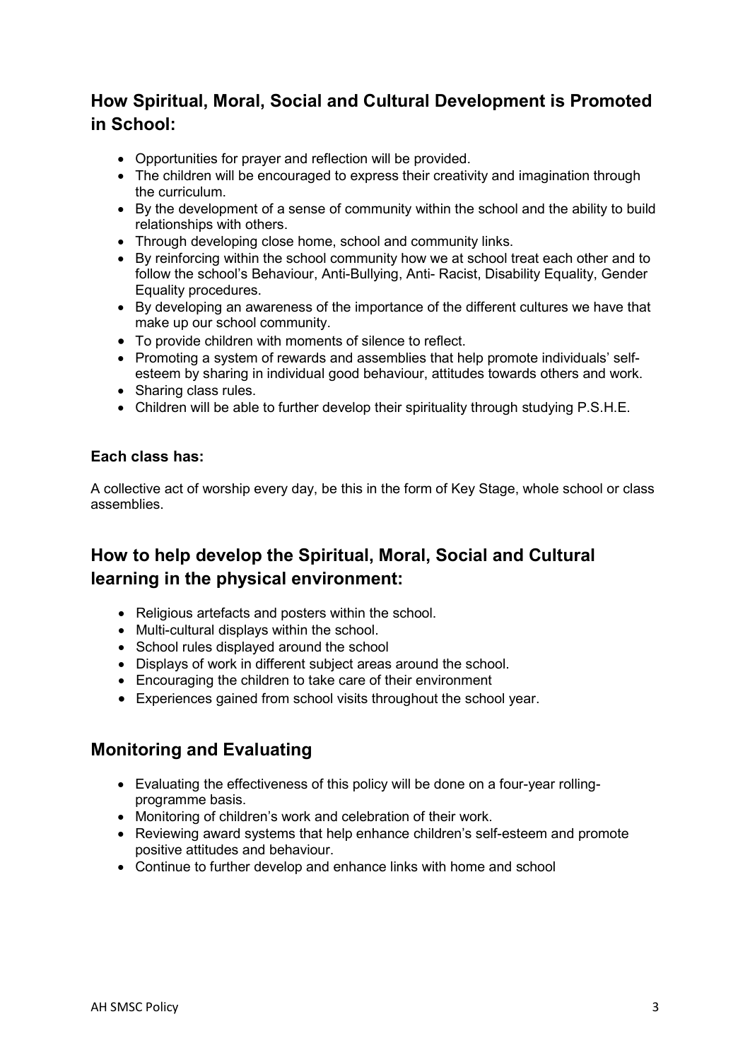## How Spiritual, Moral, Social and Cultural Development is Promoted in School:

- Opportunities for prayer and reflection will be provided.
- The children will be encouraged to express their creativity and imagination through the curriculum.
- By the development of a sense of community within the school and the ability to build relationships with others.
- Through developing close home, school and community links.
- By reinforcing within the school community how we at school treat each other and to follow the school's Behaviour, Anti-Bullying, Anti- Racist, Disability Equality, Gender Equality procedures.
- By developing an awareness of the importance of the different cultures we have that make up our school community.
- To provide children with moments of silence to reflect.
- Promoting a system of rewards and assemblies that help promote individuals' self-esteem by sharing in individual good behaviour, attitudes towards others and work.
- Sharing class rules.
- Children will be able to further develop their spirituality through studying P.S.H.E.

**Each class has:**

A collective act of worship every day, be this in the form of Key Stage, whole school or class assemblies.

## How to help develop the Spiritual, Moral, Social and Cultural learning in the physical environment:

- Religious artefacts and posters within the school.
- Multi-cultural displays within the school.
- School rules displayed around the school
- Displays of work in different subject areas around the school.
- Encouraging the children to take care of their environment
- Experiences gained from school visits throughout the school year.

## Monitoring and Evaluating

- Evaluating the effectiveness of this policy will be done on a four-year rolling-programme basis.
- Monitoring of children's work and celebration of their work.
- Reviewing award systems that help enhance children's self-esteem and promote positive attitudes and behaviour.
- Continue to further develop and enhance links with home and school